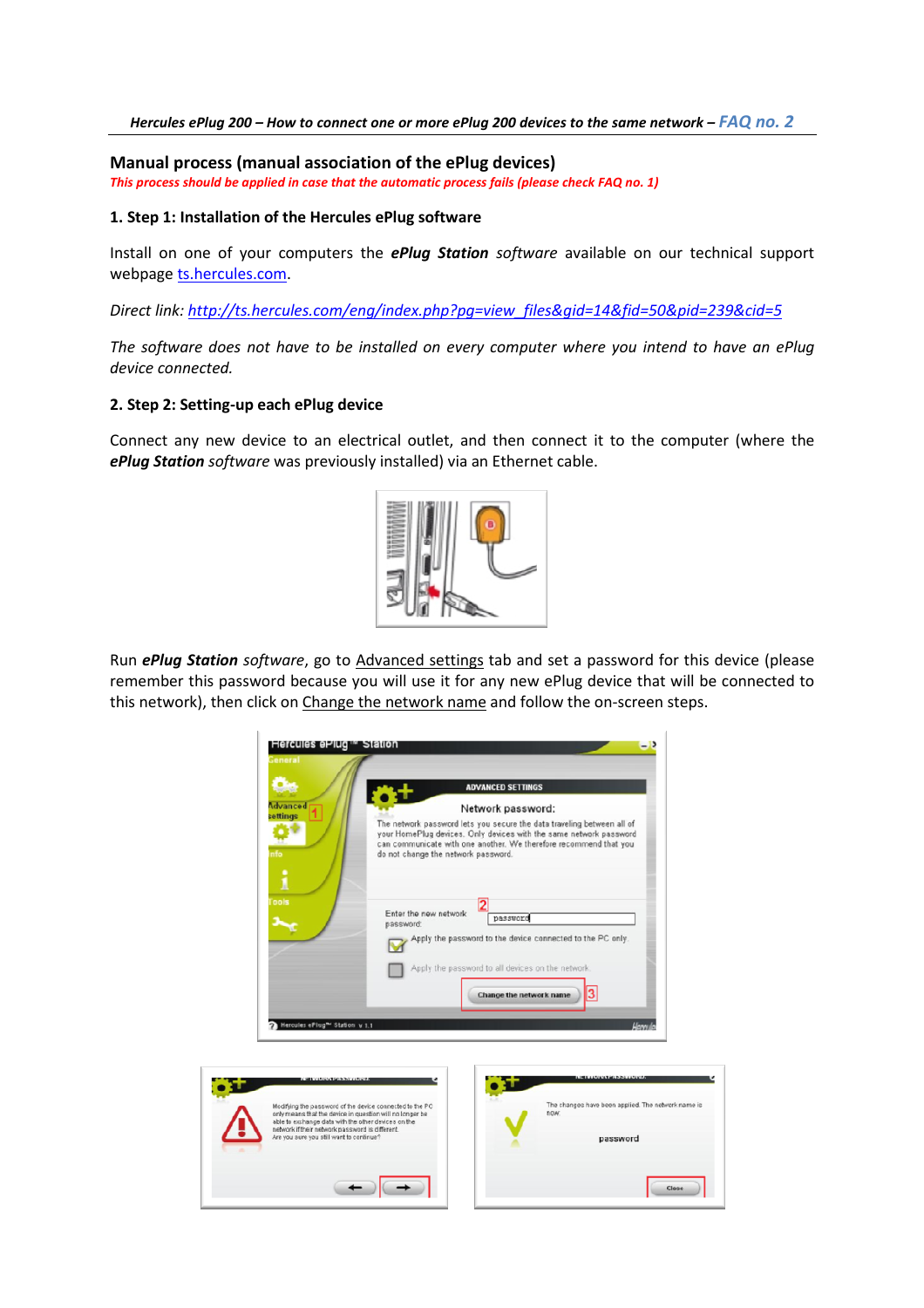## Manual process (manual association of the ePlug devices)

*This process should be applied in case that the automatic process fails (please check FAQ no. 1)*

### 1. Step 1: Installation of the Hercules ePlug software

Install on one of your computers the ***ePlug Station*** *software* available on our technical support webpage ts.hercules.com.

*Direct link: http://ts.hercules.com/eng/index.php?pg=view_files&gid=14&fid=50&pid=239&cid=5*

*The software does not have to be installed on every computer where you intend to have an ePlug device connected.*

### 2. Step 2: Setting-up each ePlug device

Connect any new device to an electrical outlet, and then connect it to the computer (where the ***ePlug Station*** *software* was previously installed) via an Ethernet cable.

Run ***ePlug Station*** *software*, go to Advanced settings tab and set a password for this device (please remember this password because you will use it for any new ePlug device that will be connected to this network), then click on Change the network name and follow the on-screen steps.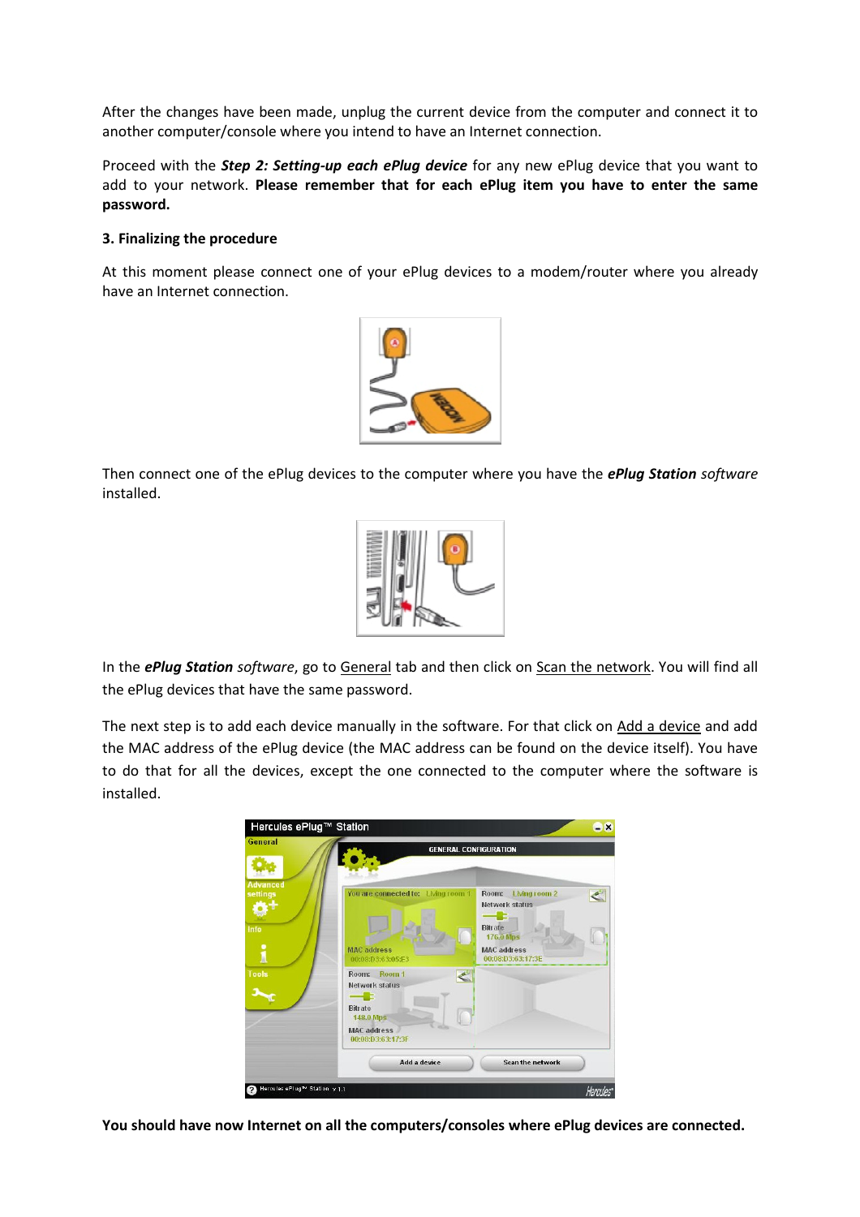After the changes have been made, unplug the current device from the computer and connect it to another computer/console where you intend to have an Internet connection.

Proceed with the ***Step 2: Setting-up each ePlug device*** for any new ePlug device that you want to add to your network. **Please remember that for each ePlug item you have to enter the same password.**

**3. Finalizing the procedure**

At this moment please connect one of your ePlug devices to a modem/router where you already have an Internet connection.

Then connect one of the ePlug devices to the computer where you have the ***ePlug Station*** *software* installed.

In the ***ePlug Station*** *software*, go to General tab and then click on Scan the network. You will find all the ePlug devices that have the same password.

The next step is to add each device manually in the software. For that click on Add a device and add the MAC address of the ePlug device (the MAC address can be found on the device itself). You have to do that for all the devices, except the one connected to the computer where the software is installed.

**You should have now Internet on all the computers/consoles where ePlug devices are connected.**